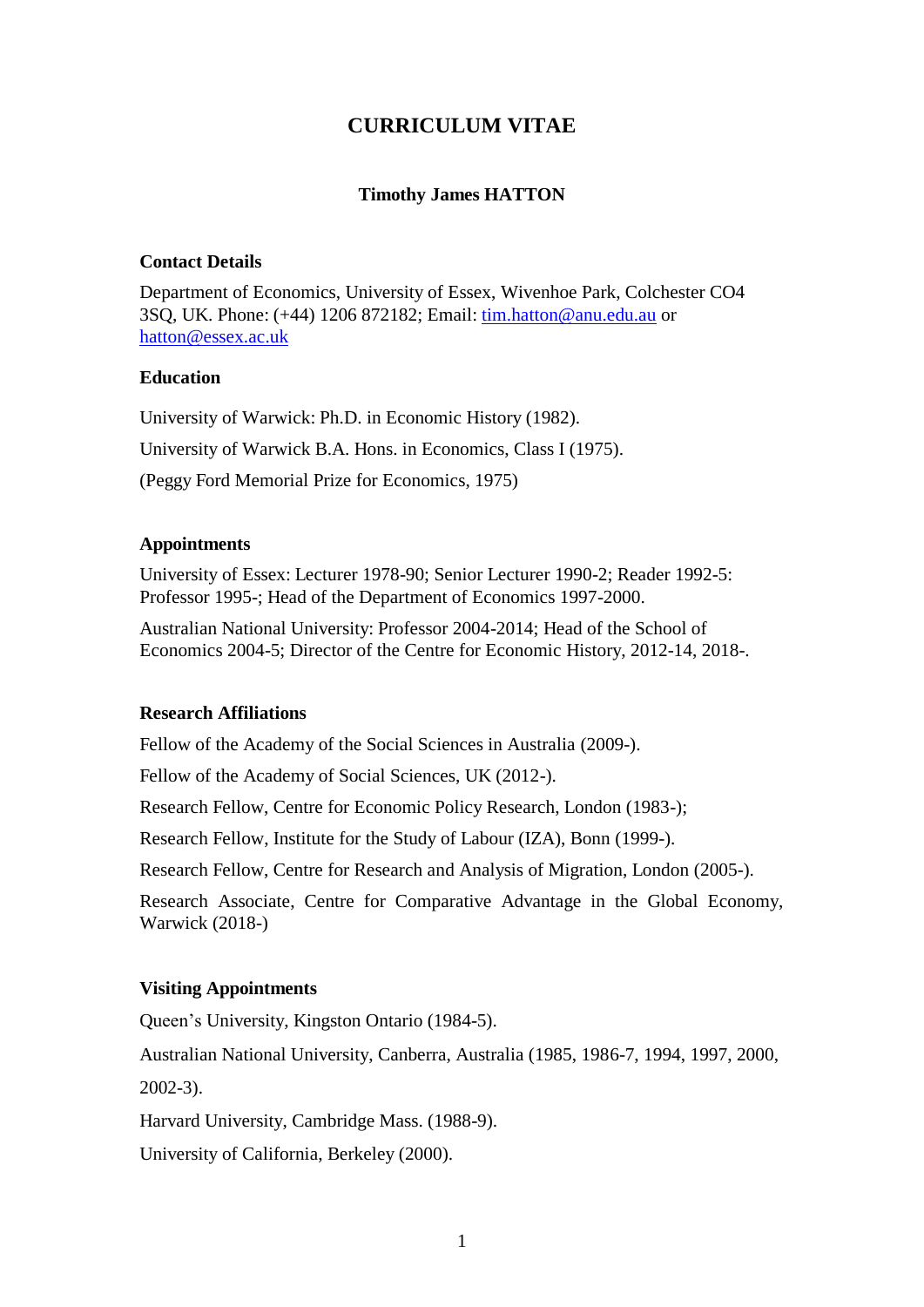# CURRICULUM VITAE

**Timothy James HATTON**

## Contact Details

Department of Economics, University of Essex, Wivenhoe Park, Colchester CO4 3SQ, UK. Phone: (+44) 1206 872182; Email: tim.hatton@anu.edu.au or hatton@essex.ac.uk

## Education

University of Warwick: Ph.D. in Economic History (1982).

University of Warwick B.A. Hons. in Economics, Class I (1975).

(Peggy Ford Memorial Prize for Economics, 1975)

## Appointments

University of Essex: Lecturer 1978-90; Senior Lecturer 1990-2; Reader 1992-5: Professor 1995-; Head of the Department of Economics 1997-2000.

Australian National University: Professor 2004-2014; Head of the School of Economics 2004-5; Director of the Centre for Economic History, 2012-14, 2018-.

## Research Affiliations

Fellow of the Academy of the Social Sciences in Australia (2009-).

Fellow of the Academy of Social Sciences, UK (2012-).

Research Fellow, Centre for Economic Policy Research, London (1983-);

Research Fellow, Institute for the Study of Labour (IZA), Bonn (1999-).

Research Fellow, Centre for Research and Analysis of Migration, London (2005-).

Research Associate, Centre for Comparative Advantage in the Global Economy, Warwick (2018-)

## Visiting Appointments

Queen's University, Kingston Ontario (1984-5).

Australian National University, Canberra, Australia (1985, 1986-7, 1994, 1997, 2000, 2002-3).

Harvard University, Cambridge Mass. (1988-9).

University of California, Berkeley (2000).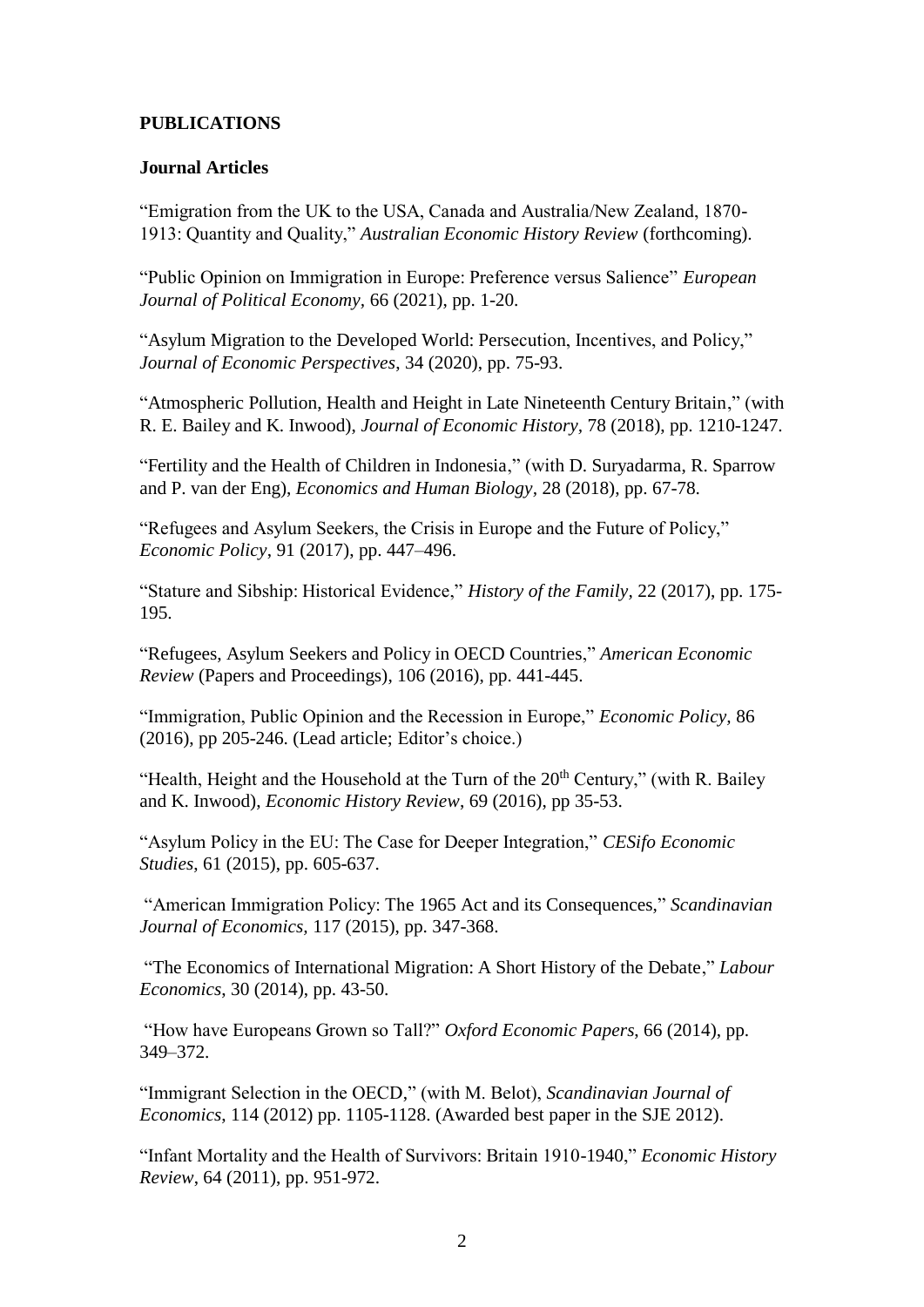**PUBLICATIONS**

**Journal Articles**

"Emigration from the UK to the USA, Canada and Australia/New Zealand, 1870-1913: Quantity and Quality," *Australian Economic History Review* (forthcoming).

"Public Opinion on Immigration in Europe: Preference versus Salience" *European Journal of Political Economy*, 66 (2021), pp. 1-20.

"Asylum Migration to the Developed World: Persecution, Incentives, and Policy," *Journal of Economic Perspectives*, 34 (2020), pp. 75-93.

"Atmospheric Pollution, Health and Height in Late Nineteenth Century Britain," (with R. E. Bailey and K. Inwood), *Journal of Economic History*, 78 (2018), pp. 1210-1247.

"Fertility and the Health of Children in Indonesia," (with D. Suryadarma, R. Sparrow and P. van der Eng), *Economics and Human Biology*, 28 (2018), pp. 67-78.

"Refugees and Asylum Seekers, the Crisis in Europe and the Future of Policy," *Economic Policy*, 91 (2017), pp. 447–496.

"Stature and Sibship: Historical Evidence," *History of the Family*, 22 (2017), pp. 175-195.

"Refugees, Asylum Seekers and Policy in OECD Countries," *American Economic Review* (Papers and Proceedings), 106 (2016), pp. 441-445.

"Immigration, Public Opinion and the Recession in Europe," *Economic Policy*, 86 (2016), pp 205-246. (Lead article; Editor's choice.)

"Health, Height and the Household at the Turn of the 20th Century," (with R. Bailey and K. Inwood), *Economic History Review*, 69 (2016), pp 35-53.

"Asylum Policy in the EU: The Case for Deeper Integration," *CESifo Economic Studies*, 61 (2015), pp. 605-637.

"American Immigration Policy: The 1965 Act and its Consequences," *Scandinavian Journal of Economics*, 117 (2015), pp. 347-368.

"The Economics of International Migration: A Short History of the Debate," *Labour Economics*, 30 (2014), pp. 43-50.

"How have Europeans Grown so Tall?" *Oxford Economic Papers*, 66 (2014), pp. 349–372.

"Immigrant Selection in the OECD," (with M. Belot), *Scandinavian Journal of Economics*, 114 (2012) pp. 1105-1128. (Awarded best paper in the SJE 2012).

"Infant Mortality and the Health of Survivors: Britain 1910-1940," *Economic History Review*, 64 (2011), pp. 951-972.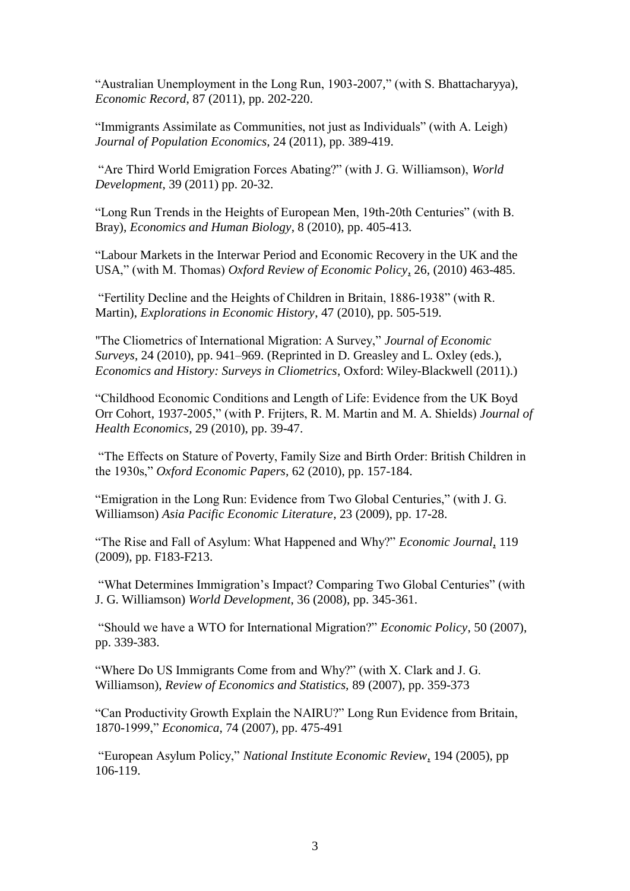"Australian Unemployment in the Long Run, 1903-2007," (with S. Bhattacharyya), *Economic Record*, 87 (2011), pp. 202-220.

"Immigrants Assimilate as Communities, not just as Individuals" (with A. Leigh) *Journal of Population Economics,* 24 (2011), pp. 389-419.

"Are Third World Emigration Forces Abating?" (with J. G. Williamson), *World Development*, 39 (2011) pp. 20-32.

"Long Run Trends in the Heights of European Men, 19th-20th Centuries" (with B. Bray), *Economics and Human Biology*, 8 (2010), pp. 405-413.

"Labour Markets in the Interwar Period and Economic Recovery in the UK and the USA," (with M. Thomas) *Oxford Review of Economic Policy*, 26, (2010) 463-485.

"Fertility Decline and the Heights of Children in Britain, 1886-1938" (with R. Martin), *Explorations in Economic History*, 47 (2010), pp. 505-519.

"The Cliometrics of International Migration: A Survey," *Journal of Economic Surveys*, 24 (2010), pp. 941–969. (Reprinted in D. Greasley and L. Oxley (eds.), *Economics and History: Surveys in Cliometrics*, Oxford: Wiley-Blackwell (2011).)

"Childhood Economic Conditions and Length of Life: Evidence from the UK Boyd Orr Cohort, 1937-2005," (with P. Frijters, R. M. Martin and M. A. Shields) *Journal of Health Economics,* 29 (2010), pp. 39-47.

"The Effects on Stature of Poverty, Family Size and Birth Order: British Children in the 1930s," *Oxford Economic Papers,* 62 (2010), pp. 157-184.

"Emigration in the Long Run: Evidence from Two Global Centuries," (with J. G. Williamson) *Asia Pacific Economic Literature*, 23 (2009), pp. 17-28.

"The Rise and Fall of Asylum: What Happened and Why?" *Economic Journal*, 119 (2009), pp. F183-F213.

"What Determines Immigration's Impact? Comparing Two Global Centuries" (with J. G. Williamson) *World Development*, 36 (2008), pp. 345-361.

"Should we have a WTO for International Migration?" *Economic Policy,* 50 (2007), pp. 339-383.

"Where Do US Immigrants Come from and Why?" (with X. Clark and J. G. Williamson), *Review of Economics and Statistics,* 89 (2007), pp. 359-373

"Can Productivity Growth Explain the NAIRU?" Long Run Evidence from Britain, 1870-1999," *Economica,* 74 (2007), pp. 475-491

"European Asylum Policy," *National Institute Economic Review*, 194 (2005), pp 106-119.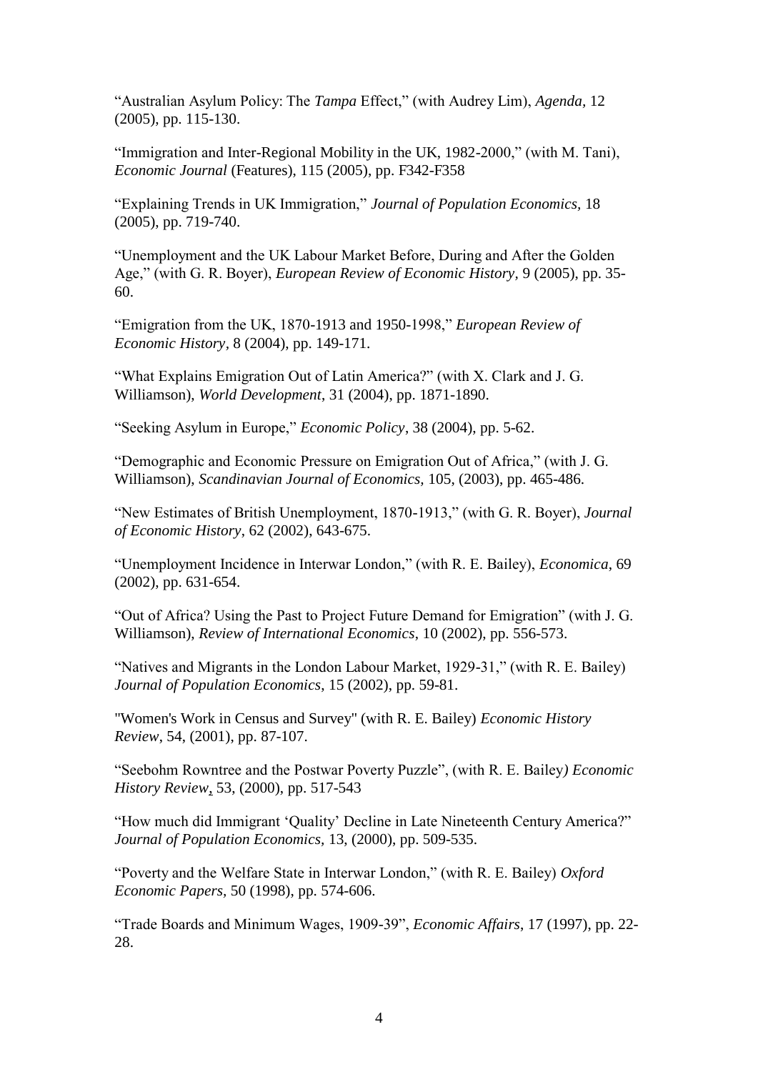"Australian Asylum Policy: The *Tampa* Effect," (with Audrey Lim), *Agenda*, 12 (2005), pp. 115-130.

"Immigration and Inter-Regional Mobility in the UK, 1982-2000," (with M. Tani), *Economic Journal* (Features), 115 (2005), pp. F342-F358

"Explaining Trends in UK Immigration," *Journal of Population Economics*, 18 (2005), pp. 719-740.

"Unemployment and the UK Labour Market Before, During and After the Golden Age," (with G. R. Boyer), *European Review of Economic History*, 9 (2005), pp. 35-60.

"Emigration from the UK, 1870-1913 and 1950-1998," *European Review of Economic History*, 8 (2004), pp. 149-171.

"What Explains Emigration Out of Latin America?" (with X. Clark and J. G. Williamson), *World Development*, 31 (2004), pp. 1871-1890.

"Seeking Asylum in Europe," *Economic Policy*, 38 (2004), pp. 5-62.

"Demographic and Economic Pressure on Emigration Out of Africa," (with J. G. Williamson), *Scandinavian Journal of Economics*, 105, (2003), pp. 465-486.

"New Estimates of British Unemployment, 1870-1913," (with G. R. Boyer), *Journal of Economic History*, 62 (2002), 643-675.

"Unemployment Incidence in Interwar London," (with R. E. Bailey), *Economica*, 69 (2002), pp. 631-654.

"Out of Africa? Using the Past to Project Future Demand for Emigration" (with J. G. Williamson), *Review of International Economics*, 10 (2002), pp. 556-573.

"Natives and Migrants in the London Labour Market, 1929-31," (with R. E. Bailey) *Journal of Population Economics*, 15 (2002), pp. 59-81.

"Women's Work in Census and Survey" (with R. E. Bailey) *Economic History Review*, 54, (2001), pp. 87-107.

"Seebohm Rowntree and the Postwar Poverty Puzzle", (with R. E. Bailey) *Economic History Review*, 53, (2000), pp. 517-543

"How much did Immigrant 'Quality' Decline in Late Nineteenth Century America?" *Journal of Population Economics*, 13, (2000), pp. 509-535.

"Poverty and the Welfare State in Interwar London," (with R. E. Bailey) *Oxford Economic Papers*, 50 (1998), pp. 574-606.

"Trade Boards and Minimum Wages, 1909-39", *Economic Affairs*, 17 (1997), pp. 22-28.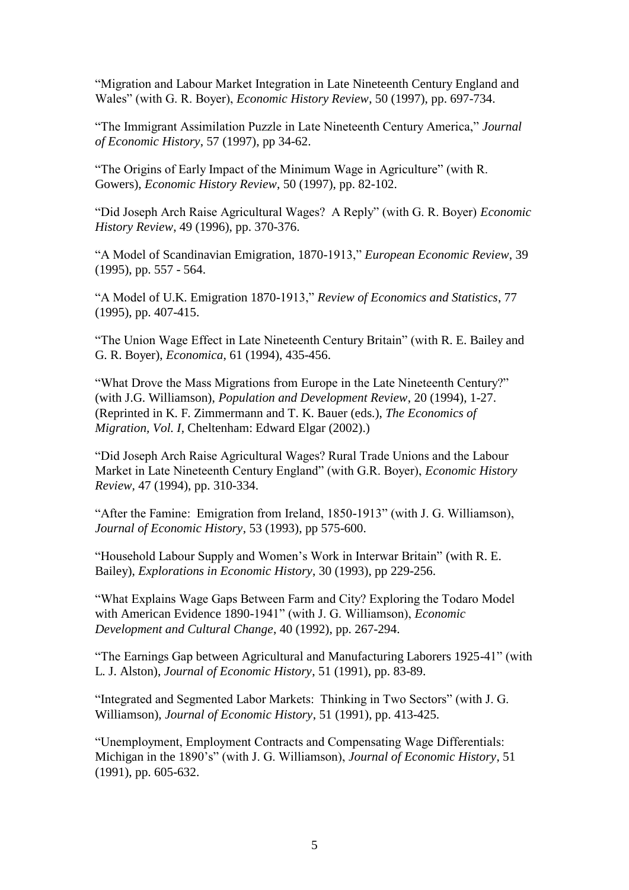"Migration and Labour Market Integration in Late Nineteenth Century England and Wales" (with G. R. Boyer), *Economic History Review*, 50 (1997), pp. 697-734.

"The Immigrant Assimilation Puzzle in Late Nineteenth Century America," *Journal of Economic History*, 57 (1997), pp 34-62.

"The Origins of Early Impact of the Minimum Wage in Agriculture" (with R. Gowers), *Economic History Review*, 50 (1997), pp. 82-102.

"Did Joseph Arch Raise Agricultural Wages? A Reply" (with G. R. Boyer) *Economic History Review*, 49 (1996), pp. 370-376.

"A Model of Scandinavian Emigration, 1870-1913," *European Economic Review*, 39 (1995), pp. 557 - 564.

"A Model of U.K. Emigration 1870-1913," *Review of Economics and Statistics*, 77 (1995), pp. 407-415.

"The Union Wage Effect in Late Nineteenth Century Britain" (with R. E. Bailey and G. R. Boyer), *Economica*, 61 (1994), 435-456.

"What Drove the Mass Migrations from Europe in the Late Nineteenth Century?" (with J.G. Williamson), *Population and Development Review*, 20 (1994), 1-27. (Reprinted in K. F. Zimmermann and T. K. Bauer (eds.), *The Economics of Migration, Vol. I*, Cheltenham: Edward Elgar (2002).)

"Did Joseph Arch Raise Agricultural Wages? Rural Trade Unions and the Labour Market in Late Nineteenth Century England" (with G.R. Boyer), *Economic History Review*, 47 (1994), pp. 310-334.

"After the Famine: Emigration from Ireland, 1850-1913" (with J. G. Williamson), *Journal of Economic History*, 53 (1993), pp 575-600.

"Household Labour Supply and Women's Work in Interwar Britain" (with R. E. Bailey), *Explorations in Economic History*, 30 (1993), pp 229-256.

"What Explains Wage Gaps Between Farm and City? Exploring the Todaro Model with American Evidence 1890-1941" (with J. G. Williamson), *Economic Development and Cultural Change*, 40 (1992), pp. 267-294.

"The Earnings Gap between Agricultural and Manufacturing Laborers 1925-41" (with L. J. Alston), *Journal of Economic History*, 51 (1991), pp. 83-89.

"Integrated and Segmented Labor Markets: Thinking in Two Sectors" (with J. G. Williamson), *Journal of Economic History*, 51 (1991), pp. 413-425.

"Unemployment, Employment Contracts and Compensating Wage Differentials: Michigan in the 1890's" (with J. G. Williamson), *Journal of Economic History*, 51 (1991), pp. 605-632.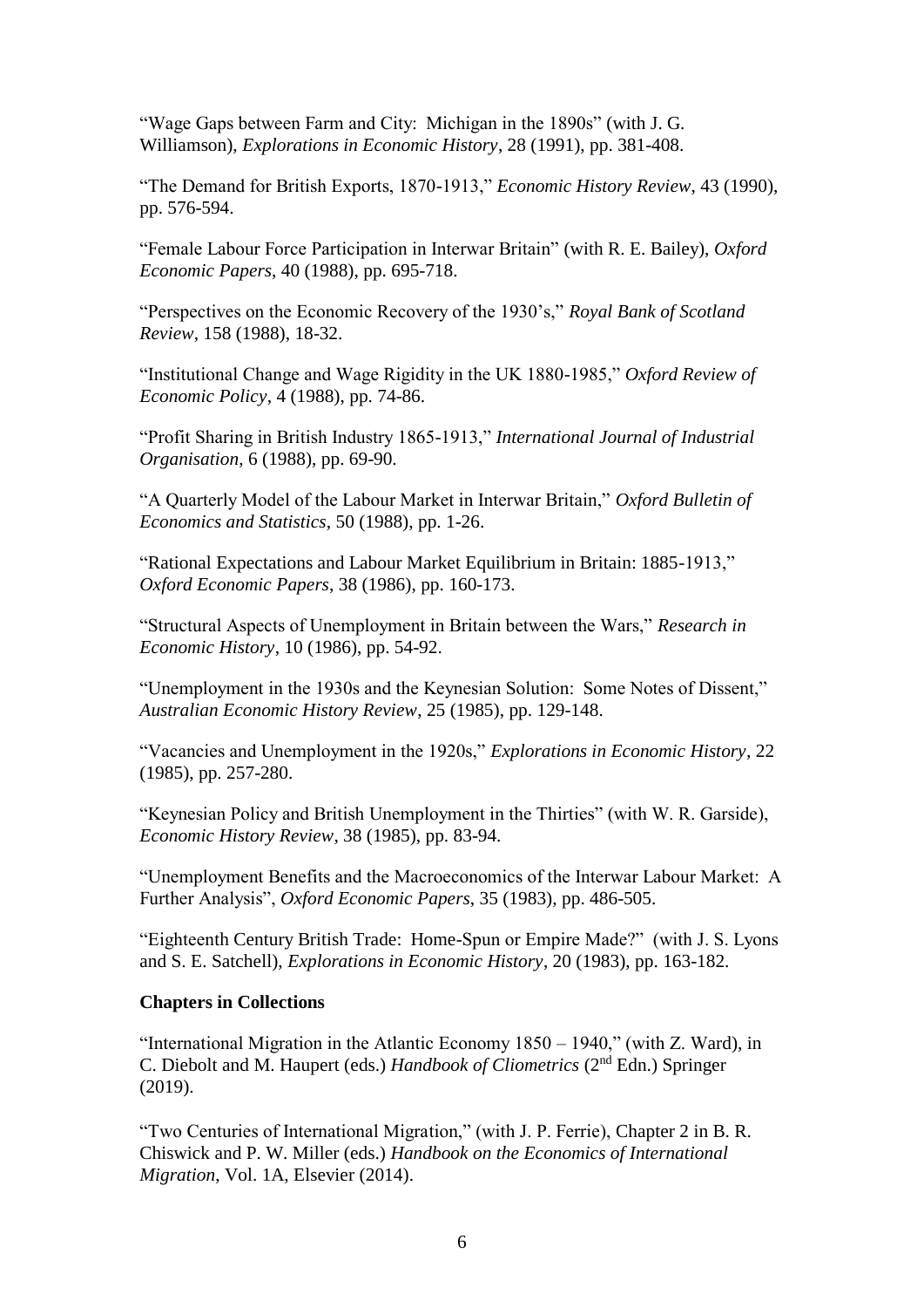"Wage Gaps between Farm and City: Michigan in the 1890s" (with J. G. Williamson), *Explorations in Economic History*, 28 (1991), pp. 381-408.

"The Demand for British Exports, 1870-1913," *Economic History Review*, 43 (1990), pp. 576-594.

"Female Labour Force Participation in Interwar Britain" (with R. E. Bailey), *Oxford Economic Papers*, 40 (1988), pp. 695-718.

"Perspectives on the Economic Recovery of the 1930's," *Royal Bank of Scotland Review*, 158 (1988), 18-32.

"Institutional Change and Wage Rigidity in the UK 1880-1985," *Oxford Review of Economic Policy*, 4 (1988), pp. 74-86.

"Profit Sharing in British Industry 1865-1913," *International Journal of Industrial Organisation*, 6 (1988), pp. 69-90.

"A Quarterly Model of the Labour Market in Interwar Britain," *Oxford Bulletin of Economics and Statistics*, 50 (1988), pp. 1-26.

"Rational Expectations and Labour Market Equilibrium in Britain: 1885-1913," *Oxford Economic Papers*, 38 (1986), pp. 160-173.

"Structural Aspects of Unemployment in Britain between the Wars," *Research in Economic History*, 10 (1986), pp. 54-92.

"Unemployment in the 1930s and the Keynesian Solution: Some Notes of Dissent," *Australian Economic History Review*, 25 (1985), pp. 129-148.

"Vacancies and Unemployment in the 1920s," *Explorations in Economic History*, 22 (1985), pp. 257-280.

"Keynesian Policy and British Unemployment in the Thirties" (with W. R. Garside), *Economic History Review*, 38 (1985), pp. 83-94.

"Unemployment Benefits and the Macroeconomics of the Interwar Labour Market: A Further Analysis", *Oxford Economic Papers*, 35 (1983), pp. 486-505.

"Eighteenth Century British Trade: Home-Spun or Empire Made?" (with J. S. Lyons and S. E. Satchell), *Explorations in Economic History*, 20 (1983), pp. 163-182.

**Chapters in Collections**

"International Migration in the Atlantic Economy 1850 – 1940," (with Z. Ward), in C. Diebolt and M. Haupert (eds.) *Handbook of Cliometrics* (2nd Edn.) Springer (2019).

"Two Centuries of International Migration," (with J. P. Ferrie), Chapter 2 in B. R. Chiswick and P. W. Miller (eds.) *Handbook on the Economics of International Migration*, Vol. 1A, Elsevier (2014).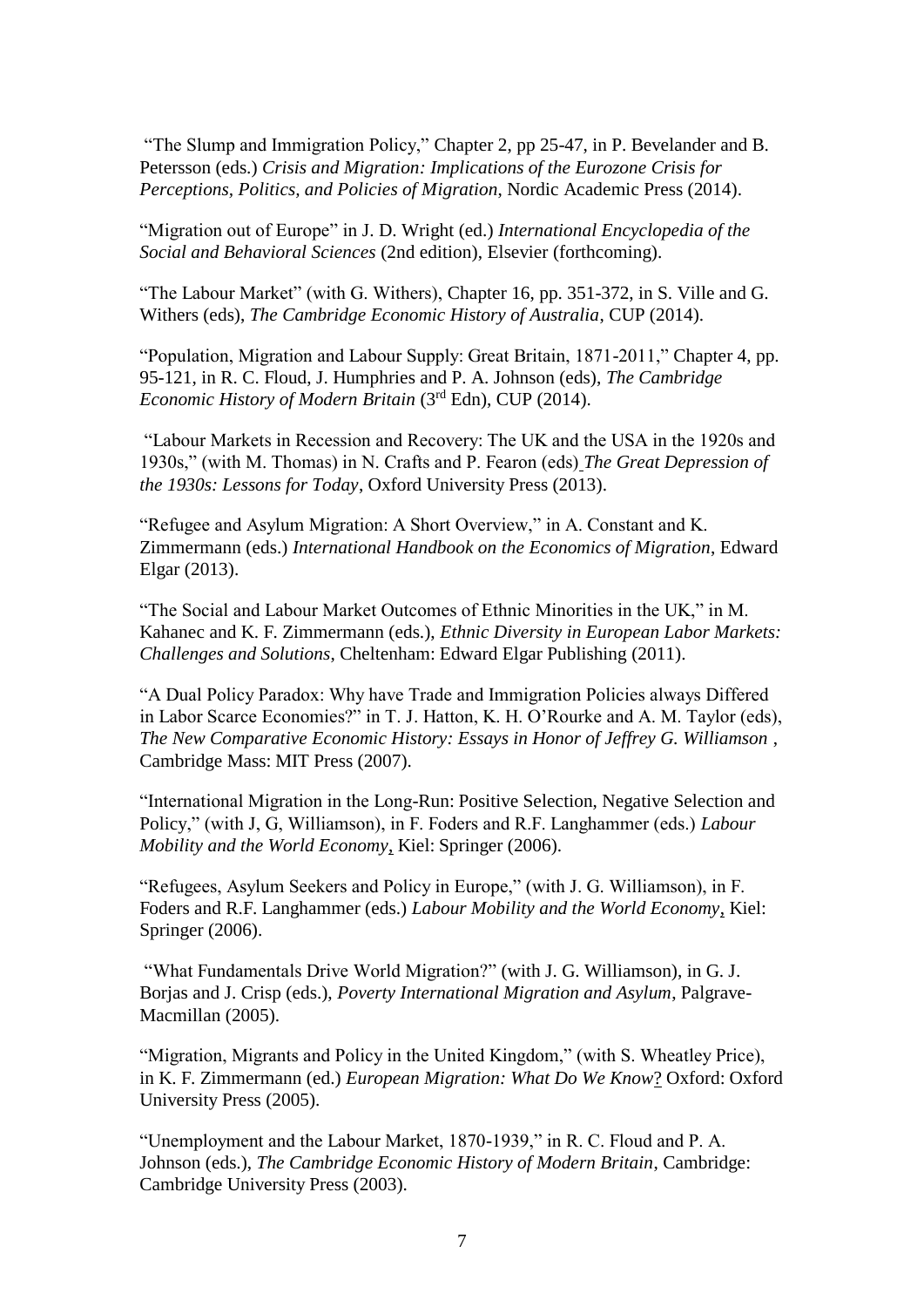"The Slump and Immigration Policy," Chapter 2, pp 25-47, in P. Bevelander and B. Petersson (eds.) *Crisis and Migration: Implications of the Eurozone Crisis for Perceptions, Politics, and Policies of Migration*, Nordic Academic Press (2014).

"Migration out of Europe" in J. D. Wright (ed.) *International Encyclopedia of the Social and Behavioral Sciences* (2nd edition), Elsevier (forthcoming).

"The Labour Market" (with G. Withers), Chapter 16, pp. 351-372, in S. Ville and G. Withers (eds), *The Cambridge Economic History of Australia*, CUP (2014).

"Population, Migration and Labour Supply: Great Britain, 1871-2011," Chapter 4, pp. 95-121, in R. C. Floud, J. Humphries and P. A. Johnson (eds), *The Cambridge Economic History of Modern Britain* (3rd Edn), CUP (2014).

"Labour Markets in Recession and Recovery: The UK and the USA in the 1920s and 1930s," (with M. Thomas) in N. Crafts and P. Fearon (eds) *The Great Depression of the 1930s: Lessons for Today*, Oxford University Press (2013).

"Refugee and Asylum Migration: A Short Overview," in A. Constant and K. Zimmermann (eds.) *International Handbook on the Economics of Migration*, Edward Elgar (2013).

"The Social and Labour Market Outcomes of Ethnic Minorities in the UK," in M. Kahanec and K. F. Zimmermann (eds.), *Ethnic Diversity in European Labor Markets: Challenges and Solutions*, Cheltenham: Edward Elgar Publishing (2011).

"A Dual Policy Paradox: Why have Trade and Immigration Policies always Differed in Labor Scarce Economies?" in T. J. Hatton, K. H. O'Rourke and A. M. Taylor (eds), *The New Comparative Economic History: Essays in Honor of Jeffrey G. Williamson* , Cambridge Mass: MIT Press (2007).

"International Migration in the Long-Run: Positive Selection, Negative Selection and Policy," (with J, G, Williamson), in F. Foders and R.F. Langhammer (eds.) *Labour Mobility and the World Economy*, Kiel: Springer (2006).

"Refugees, Asylum Seekers and Policy in Europe," (with J. G. Williamson), in F. Foders and R.F. Langhammer (eds.) *Labour Mobility and the World Economy*, Kiel: Springer (2006).

"What Fundamentals Drive World Migration?" (with J. G. Williamson), in G. J. Borjas and J. Crisp (eds.), *Poverty International Migration and Asylum*, Palgrave-Macmillan (2005).

"Migration, Migrants and Policy in the United Kingdom," (with S. Wheatley Price), in K. F. Zimmermann (ed.) *European Migration: What Do We Know*? Oxford: Oxford University Press (2005).

"Unemployment and the Labour Market, 1870-1939," in R. C. Floud and P. A. Johnson (eds.), *The Cambridge Economic History of Modern Britain*, Cambridge: Cambridge University Press (2003).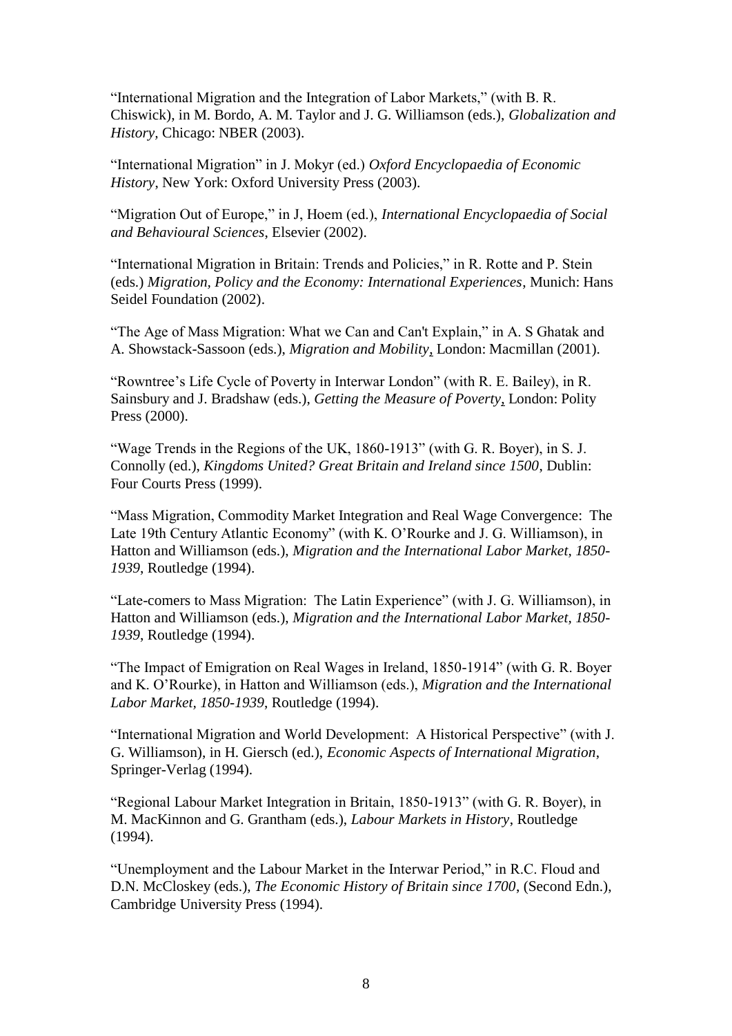"International Migration and the Integration of Labor Markets," (with B. R. Chiswick), in M. Bordo, A. M. Taylor and J. G. Williamson (eds.), *Globalization and History,* Chicago: NBER (2003).

"International Migration" in J. Mokyr (ed.) *Oxford Encyclopaedia of Economic History*, New York: Oxford University Press (2003).

"Migration Out of Europe," in J, Hoem (ed.), *International Encyclopaedia of Social and Behavioural Sciences*, Elsevier (2002).

"International Migration in Britain: Trends and Policies," in R. Rotte and P. Stein (eds.) *Migration, Policy and the Economy: International Experiences*, Munich: Hans Seidel Foundation (2002).

"The Age of Mass Migration: What we Can and Can't Explain," in A. S Ghatak and A. Showstack-Sassoon (eds.), *Migration and Mobility*, London: Macmillan (2001).

"Rowntree's Life Cycle of Poverty in Interwar London" (with R. E. Bailey), in R. Sainsbury and J. Bradshaw (eds.), *Getting the Measure of Poverty*, London: Polity Press (2000).

"Wage Trends in the Regions of the UK, 1860-1913" (with G. R. Boyer), in S. J. Connolly (ed.), *Kingdoms United? Great Britain and Ireland since 1500*, Dublin: Four Courts Press (1999).

"Mass Migration, Commodity Market Integration and Real Wage Convergence: The Late 19th Century Atlantic Economy" (with K. O'Rourke and J. G. Williamson), in Hatton and Williamson (eds.), *Migration and the International Labor Market, 1850-1939*, Routledge (1994).

"Late-comers to Mass Migration: The Latin Experience" (with J. G. Williamson), in Hatton and Williamson (eds.), *Migration and the International Labor Market, 1850-1939*, Routledge (1994).

"The Impact of Emigration on Real Wages in Ireland, 1850-1914" (with G. R. Boyer and K. O'Rourke), in Hatton and Williamson (eds.), *Migration and the International Labor Market, 1850-1939*, Routledge (1994).

"International Migration and World Development: A Historical Perspective" (with J. G. Williamson), in H. Giersch (ed.), *Economic Aspects of International Migration*, Springer-Verlag (1994).

"Regional Labour Market Integration in Britain, 1850-1913" (with G. R. Boyer), in M. MacKinnon and G. Grantham (eds.), *Labour Markets in History*, Routledge (1994).

"Unemployment and the Labour Market in the Interwar Period," in R.C. Floud and D.N. McCloskey (eds.), *The Economic History of Britain since 1700*, (Second Edn.), Cambridge University Press (1994).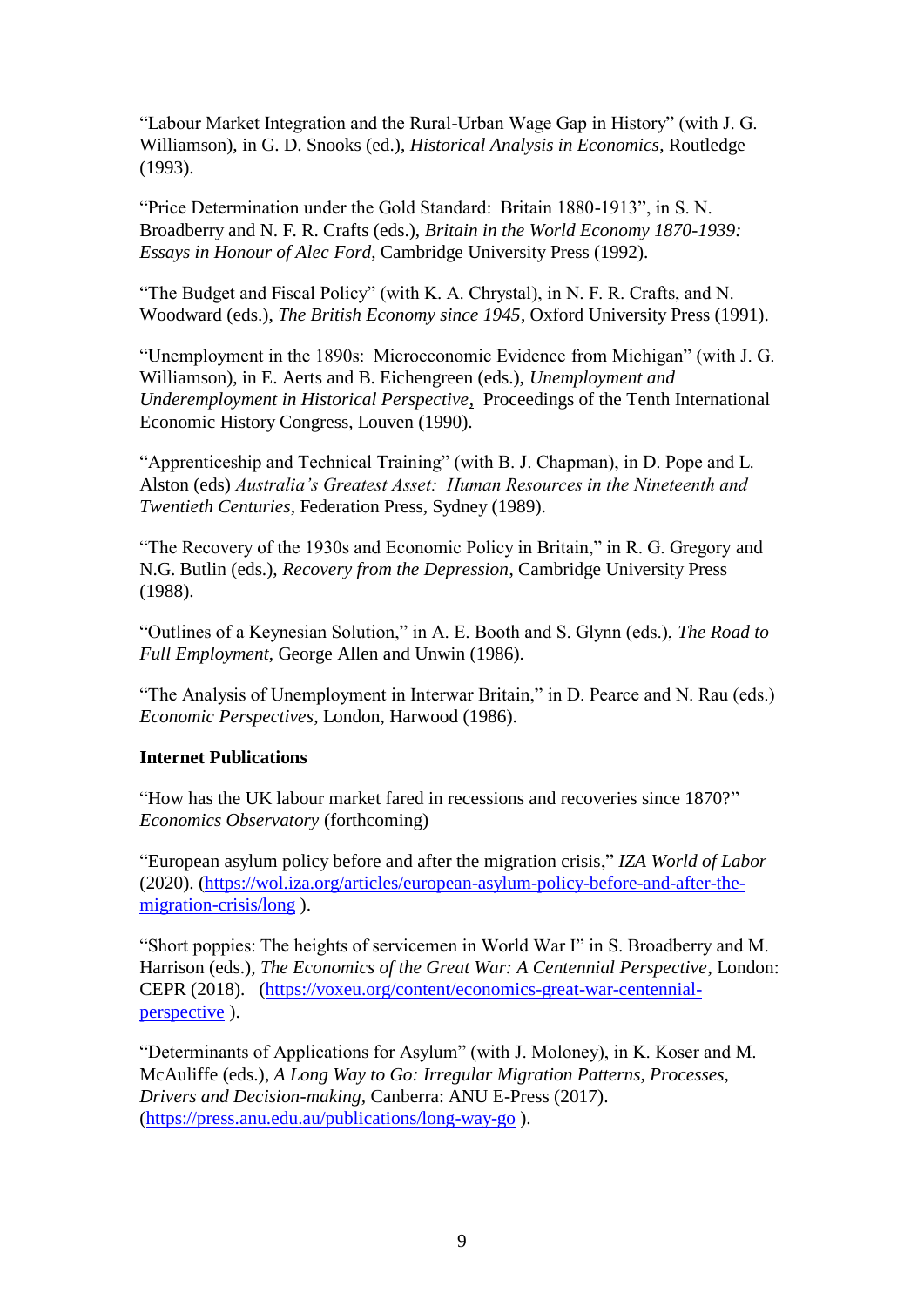"Labour Market Integration and the Rural-Urban Wage Gap in History" (with J. G. Williamson), in G. D. Snooks (ed.), *Historical Analysis in Economics*, Routledge (1993).

"Price Determination under the Gold Standard: Britain 1880-1913", in S. N. Broadberry and N. F. R. Crafts (eds.), *Britain in the World Economy 1870-1939: Essays in Honour of Alec Ford*, Cambridge University Press (1992).

"The Budget and Fiscal Policy" (with K. A. Chrystal), in N. F. R. Crafts, and N. Woodward (eds.), *The British Economy since 1945*, Oxford University Press (1991).

"Unemployment in the 1890s: Microeconomic Evidence from Michigan" (with J. G. Williamson), in E. Aerts and B. Eichengreen (eds.), *Unemployment and Underemployment in Historical Perspective*, Proceedings of the Tenth International Economic History Congress, Louven (1990).

"Apprenticeship and Technical Training" (with B. J. Chapman), in D. Pope and L. Alston (eds) *Australia's Greatest Asset: Human Resources in the Nineteenth and Twentieth Centuries*, Federation Press, Sydney (1989).

"The Recovery of the 1930s and Economic Policy in Britain," in R. G. Gregory and N.G. Butlin (eds.), *Recovery from the Depression*, Cambridge University Press (1988).

"Outlines of a Keynesian Solution," in A. E. Booth and S. Glynn (eds.), *The Road to Full Employment*, George Allen and Unwin (1986).

"The Analysis of Unemployment in Interwar Britain," in D. Pearce and N. Rau (eds.) *Economic Perspectives*, London, Harwood (1986).

**Internet Publications**

"How has the UK labour market fared in recessions and recoveries since 1870?" *Economics Observatory* (forthcoming)

"European asylum policy before and after the migration crisis," *IZA World of Labor* (2020). (https://wol.iza.org/articles/european-asylum-policy-before-and-after-the-migration-crisis/long ).

"Short poppies: The heights of servicemen in World War I" in S. Broadberry and M. Harrison (eds.), *The Economics of the Great War: A Centennial Perspective*, London: CEPR (2018). (https://voxeu.org/content/economics-great-war-centennial-perspective ).

"Determinants of Applications for Asylum" (with J. Moloney), in K. Koser and M. McAuliffe (eds.), *A Long Way to Go: Irregular Migration Patterns, Processes, Drivers and Decision-making*, Canberra: ANU E-Press (2017). (https://press.anu.edu.au/publications/long-way-go ).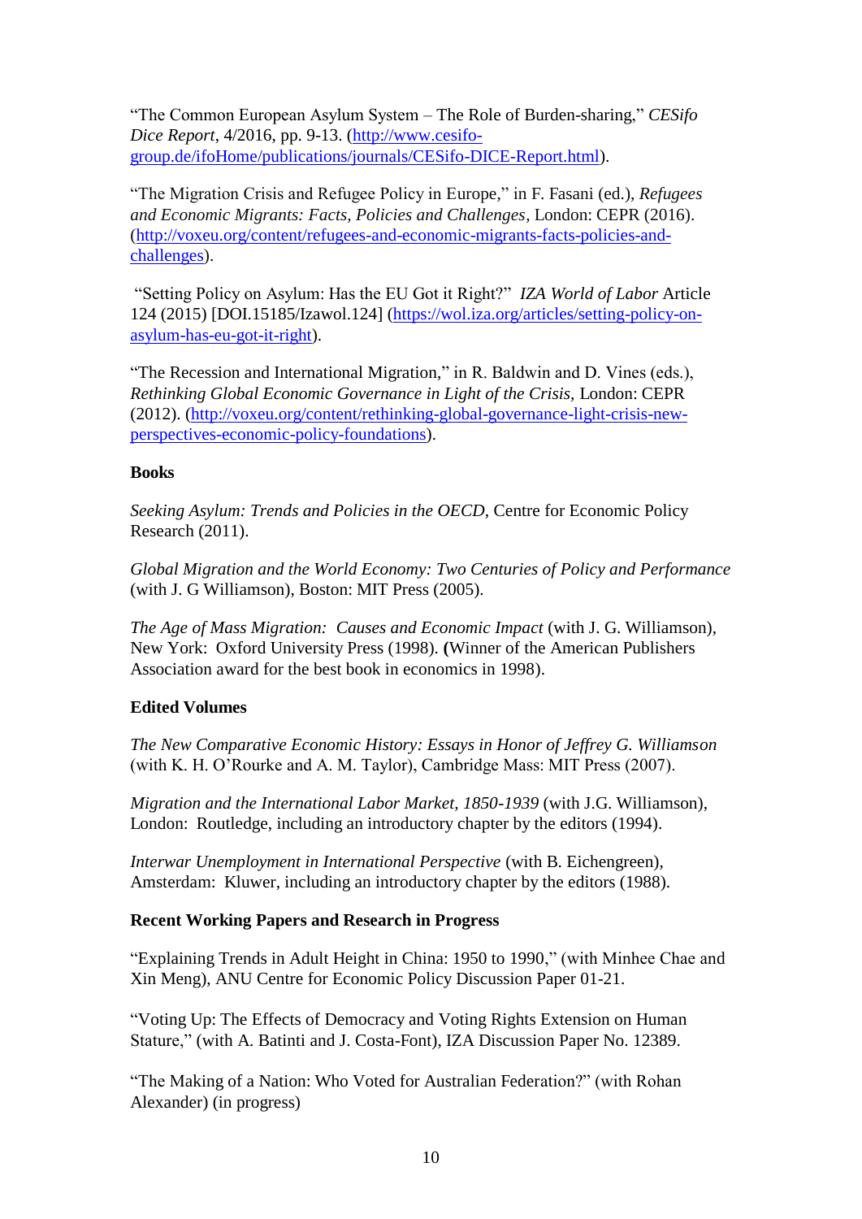"The Common European Asylum System – The Role of Burden-sharing," *CESifo Dice Report*, 4/2016, pp. 9-13. (http://www.cesifo-group.de/ifoHome/publications/journals/CESifo-DICE-Report.html).

"The Migration Crisis and Refugee Policy in Europe," in F. Fasani (ed.), *Refugees and Economic Migrants: Facts, Policies and Challenges*, London: CEPR (2016). (http://voxeu.org/content/refugees-and-economic-migrants-facts-policies-and-challenges).

"Setting Policy on Asylum: Has the EU Got it Right?" *IZA World of Labor* Article 124 (2015) [DOI.15185/Izawol.124] (https://wol.iza.org/articles/setting-policy-on-asylum-has-eu-got-it-right).

"The Recession and International Migration," in R. Baldwin and D. Vines (eds.), *Rethinking Global Economic Governance in Light of the Crisis*, London: CEPR (2012). (http://voxeu.org/content/rethinking-global-governance-light-crisis-new-perspectives-economic-policy-foundations).

**Books**

*Seeking Asylum: Trends and Policies in the OECD*, Centre for Economic Policy Research (2011).

*Global Migration and the World Economy: Two Centuries of Policy and Performance* (with J. G Williamson), Boston: MIT Press (2005).

*The Age of Mass Migration: Causes and Economic Impact* (with J. G. Williamson), New York: Oxford University Press (1998). **(**Winner of the American Publishers Association award for the best book in economics in 1998).

**Edited Volumes**

*The New Comparative Economic History: Essays in Honor of Jeffrey G. Williamson* (with K. H. O'Rourke and A. M. Taylor), Cambridge Mass: MIT Press (2007).

*Migration and the International Labor Market, 1850-1939* (with J.G. Williamson), London: Routledge, including an introductory chapter by the editors (1994).

*Interwar Unemployment in International Perspective* (with B. Eichengreen), Amsterdam: Kluwer, including an introductory chapter by the editors (1988).

**Recent Working Papers and Research in Progress**

"Explaining Trends in Adult Height in China: 1950 to 1990," (with Minhee Chae and Xin Meng), ANU Centre for Economic Policy Discussion Paper 01-21.

"Voting Up: The Effects of Democracy and Voting Rights Extension on Human Stature," (with A. Batinti and J. Costa-Font), IZA Discussion Paper No. 12389.

"The Making of a Nation: Who Voted for Australian Federation?" (with Rohan Alexander) (in progress)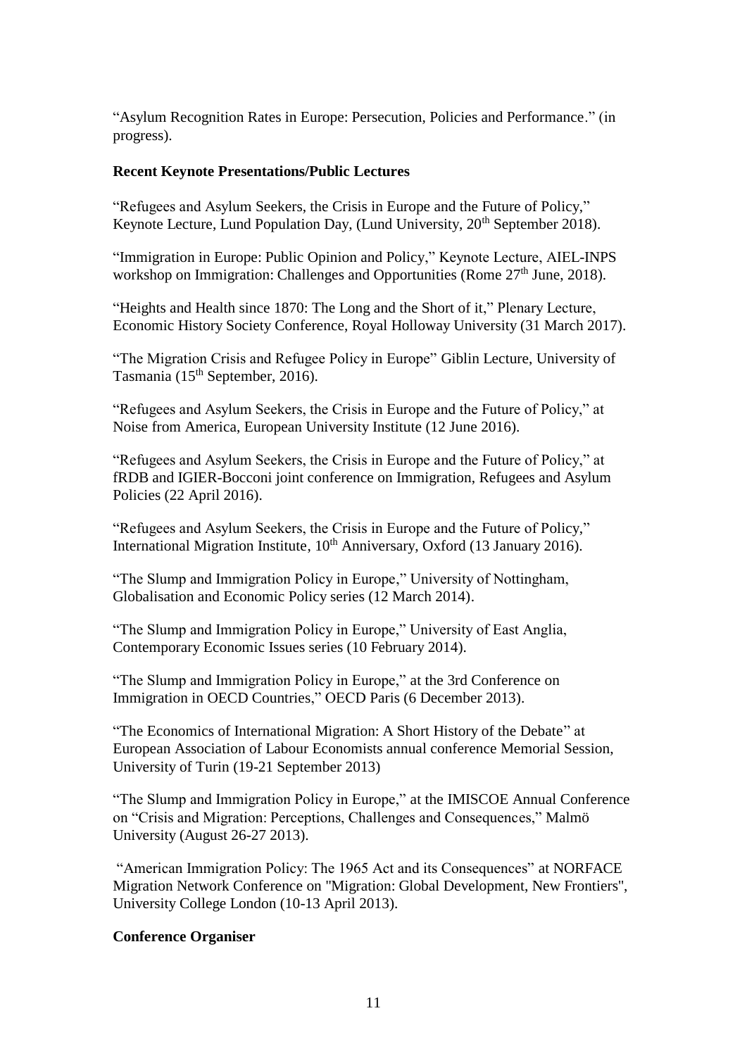"Asylum Recognition Rates in Europe: Persecution, Policies and Performance." (in progress).

**Recent Keynote Presentations/Public Lectures**

"Refugees and Asylum Seekers, the Crisis in Europe and the Future of Policy," Keynote Lecture, Lund Population Day, (Lund University, 20th September 2018).

"Immigration in Europe: Public Opinion and Policy," Keynote Lecture, AIEL-INPS workshop on Immigration: Challenges and Opportunities (Rome 27th June, 2018).

"Heights and Health since 1870: The Long and the Short of it," Plenary Lecture, Economic History Society Conference, Royal Holloway University (31 March 2017).

"The Migration Crisis and Refugee Policy in Europe" Giblin Lecture, University of Tasmania (15th September, 2016).

"Refugees and Asylum Seekers, the Crisis in Europe and the Future of Policy," at Noise from America, European University Institute (12 June 2016).

"Refugees and Asylum Seekers, the Crisis in Europe and the Future of Policy," at fRDB and IGIER-Bocconi joint conference on Immigration, Refugees and Asylum Policies (22 April 2016).

"Refugees and Asylum Seekers, the Crisis in Europe and the Future of Policy," International Migration Institute, 10th Anniversary, Oxford (13 January 2016).

"The Slump and Immigration Policy in Europe," University of Nottingham, Globalisation and Economic Policy series (12 March 2014).

"The Slump and Immigration Policy in Europe," University of East Anglia, Contemporary Economic Issues series (10 February 2014).

"The Slump and Immigration Policy in Europe," at the 3rd Conference on Immigration in OECD Countries," OECD Paris (6 December 2013).

"The Economics of International Migration: A Short History of the Debate" at European Association of Labour Economists annual conference Memorial Session, University of Turin (19-21 September 2013)

"The Slump and Immigration Policy in Europe," at the IMISCOE Annual Conference on "Crisis and Migration: Perceptions, Challenges and Consequences," Malmö University (August 26-27 2013).

"American Immigration Policy: The 1965 Act and its Consequences" at NORFACE Migration Network Conference on "Migration: Global Development, New Frontiers", University College London (10-13 April 2013).

**Conference Organiser**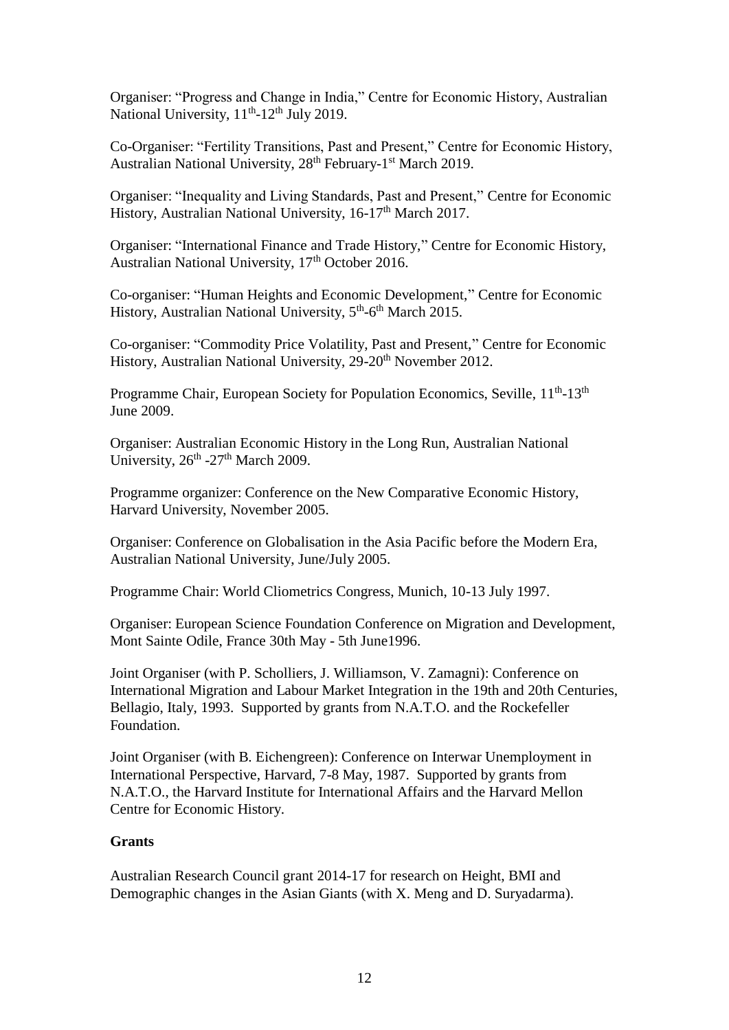Organiser: "Progress and Change in India," Centre for Economic History, Australian National University, 11th-12th July 2019.

Co-Organiser: "Fertility Transitions, Past and Present," Centre for Economic History, Australian National University, 28th February-1st March 2019.

Organiser: "Inequality and Living Standards, Past and Present," Centre for Economic History, Australian National University, 16-17th March 2017.

Organiser: "International Finance and Trade History," Centre for Economic History, Australian National University, 17th October 2016.

Co-organiser: "Human Heights and Economic Development," Centre for Economic History, Australian National University, 5th-6th March 2015.

Co-organiser: "Commodity Price Volatility, Past and Present," Centre for Economic History, Australian National University, 29-20th November 2012.

Programme Chair, European Society for Population Economics, Seville, 11th-13th June 2009.

Organiser: Australian Economic History in the Long Run, Australian National University, 26th -27th March 2009.

Programme organizer: Conference on the New Comparative Economic History, Harvard University, November 2005.

Organiser: Conference on Globalisation in the Asia Pacific before the Modern Era, Australian National University, June/July 2005.

Programme Chair: World Cliometrics Congress, Munich, 10-13 July 1997.

Organiser: European Science Foundation Conference on Migration and Development, Mont Sainte Odile, France 30th May - 5th June1996.

Joint Organiser (with P. Scholliers, J. Williamson, V. Zamagni): Conference on International Migration and Labour Market Integration in the 19th and 20th Centuries, Bellagio, Italy, 1993. Supported by grants from N.A.T.O. and the Rockefeller Foundation.

Joint Organiser (with B. Eichengreen): Conference on Interwar Unemployment in International Perspective, Harvard, 7-8 May, 1987. Supported by grants from N.A.T.O., the Harvard Institute for International Affairs and the Harvard Mellon Centre for Economic History.

**Grants**

Australian Research Council grant 2014-17 for research on Height, BMI and Demographic changes in the Asian Giants (with X. Meng and D. Suryadarma).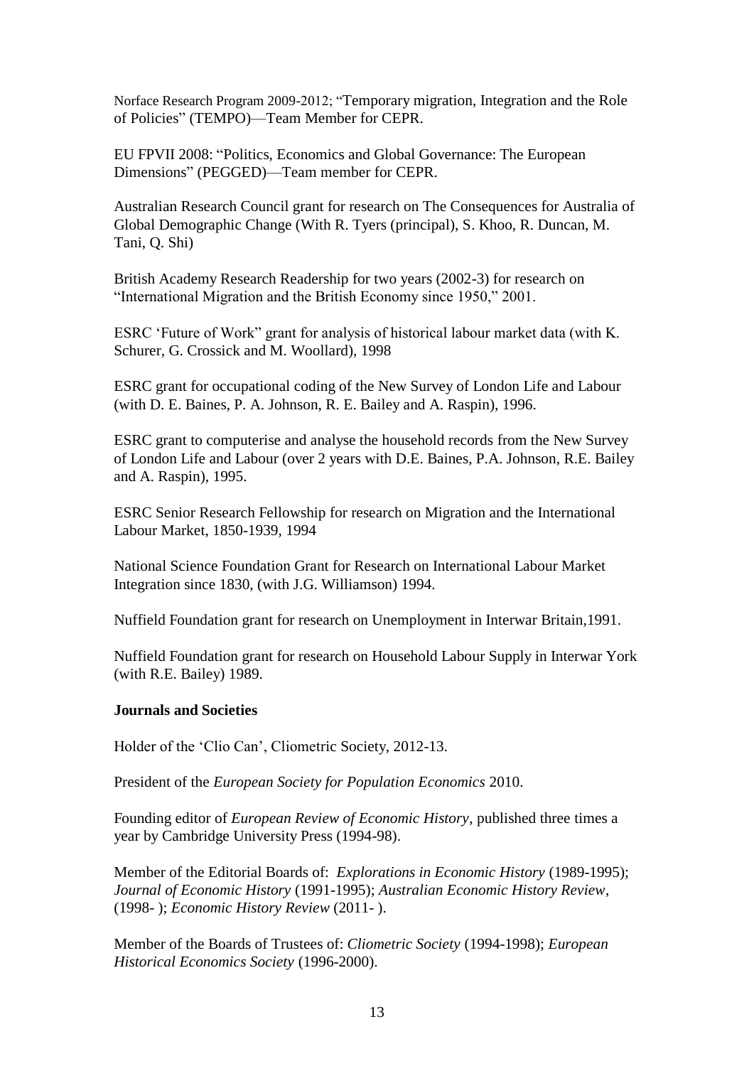Norface Research Program 2009-2012; "Temporary migration, Integration and the Role of Policies" (TEMPO)—Team Member for CEPR.

EU FPVII 2008: "Politics, Economics and Global Governance: The European Dimensions" (PEGGED)—Team member for CEPR.

Australian Research Council grant for research on The Consequences for Australia of Global Demographic Change (With R. Tyers (principal), S. Khoo, R. Duncan, M. Tani, Q. Shi)

British Academy Research Readership for two years (2002-3) for research on "International Migration and the British Economy since 1950," 2001.

ESRC 'Future of Work" grant for analysis of historical labour market data (with K. Schurer, G. Crossick and M. Woollard), 1998

ESRC grant for occupational coding of the New Survey of London Life and Labour (with D. E. Baines, P. A. Johnson, R. E. Bailey and A. Raspin), 1996.

ESRC grant to computerise and analyse the household records from the New Survey of London Life and Labour (over 2 years with D.E. Baines, P.A. Johnson, R.E. Bailey and A. Raspin), 1995.

ESRC Senior Research Fellowship for research on Migration and the International Labour Market, 1850-1939, 1994

National Science Foundation Grant for Research on International Labour Market Integration since 1830, (with J.G. Williamson) 1994.

Nuffield Foundation grant for research on Unemployment in Interwar Britain,1991.

Nuffield Foundation grant for research on Household Labour Supply in Interwar York (with R.E. Bailey) 1989.

**Journals and Societies**

Holder of the 'Clio Can', Cliometric Society, 2012-13.

President of the *European Society for Population Economics* 2010.

Founding editor of *European Review of Economic History*, published three times a year by Cambridge University Press (1994-98).

Member of the Editorial Boards of: *Explorations in Economic History* (1989-1995); *Journal of Economic History* (1991-1995); *Australian Economic History Review*, (1998- ); *Economic History Review* (2011- ).

Member of the Boards of Trustees of: *Cliometric Society* (1994-1998); *European Historical Economics Society* (1996-2000).